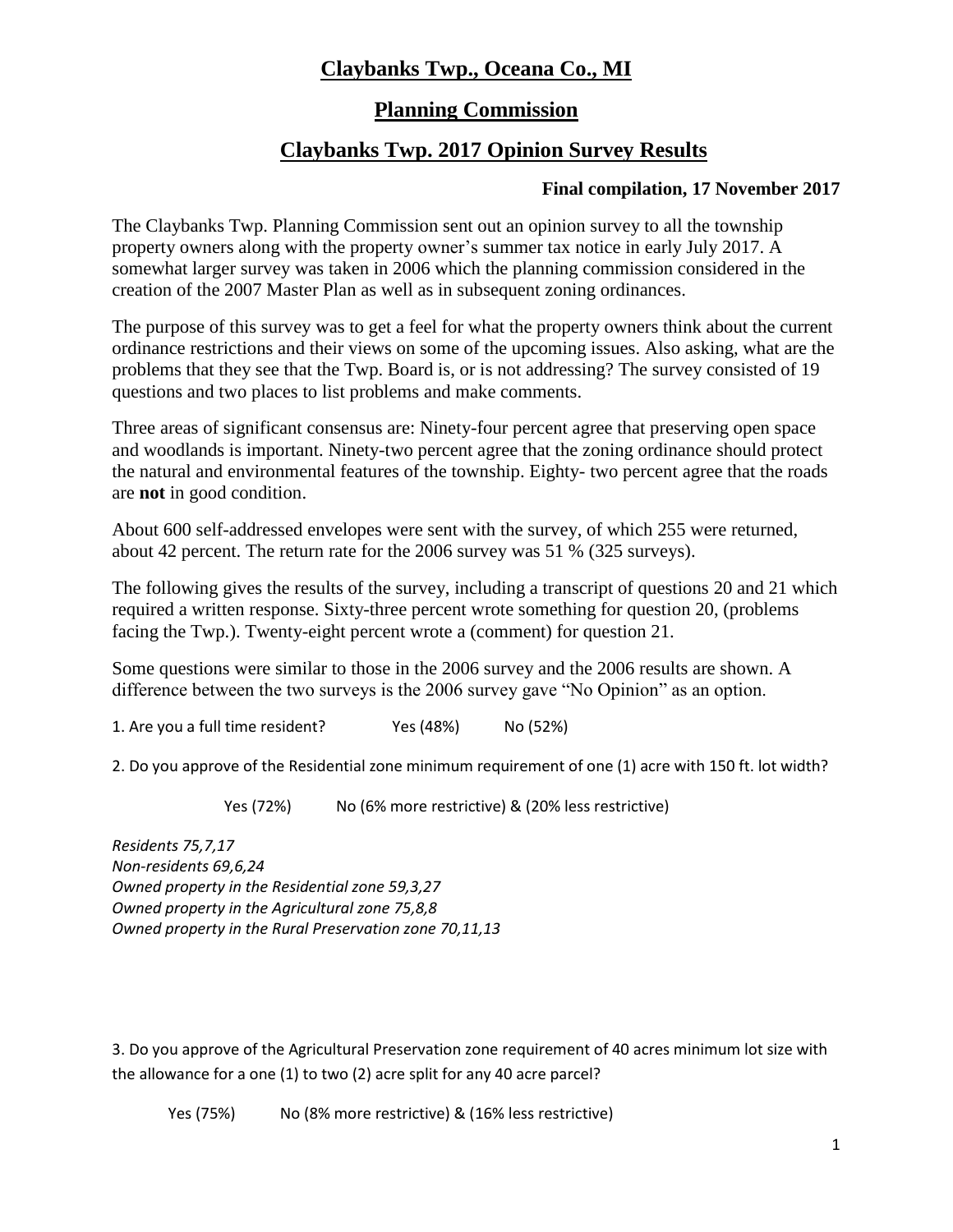# Claybanks Twp., Oceana Co., MI

## Planning Commission

## Claybanks Twp. 2017 Opinion Survey Results

**Final compilation, 17 November 2017**

The Claybanks Twp. Planning Commission sent out an opinion survey to all the township property owners along with the property owner's summer tax notice in early July 2017. A somewhat larger survey was taken in 2006 which the planning commission considered in the creation of the 2007 Master Plan as well as in subsequent zoning ordinances.

The purpose of this survey was to get a feel for what the property owners think about the current ordinance restrictions and their views on some of the upcoming issues. Also asking, what are the problems that they see that the Twp. Board is, or is not addressing? The survey consisted of 19 questions and two places to list problems and make comments.

Three areas of significant consensus are: Ninety-four percent agree that preserving open space and woodlands is important. Ninety-two percent agree that the zoning ordinance should protect the natural and environmental features of the township. Eighty- two percent agree that the roads are **not** in good condition.

About 600 self-addressed envelopes were sent with the survey, of which 255 were returned, about 42 percent. The return rate for the 2006 survey was 51 % (325 surveys).

The following gives the results of the survey, including a transcript of questions 20 and 21 which required a written response. Sixty-three percent wrote something for question 20, (problems facing the Twp.). Twenty-eight percent wrote a (comment) for question 21.

Some questions were similar to those in the 2006 survey and the 2006 results are shown. A difference between the two surveys is the 2006 survey gave "No Opinion" as an option.

1. Are you a full time resident? Yes (48%) No (52%)

2. Do you approve of the Residential zone minimum requirement of one (1) acre with 150 ft. lot width?

Yes (72%) No (6% more restrictive) & (20% less restrictive)

*Residents 75,7,17*
*Non-residents 69,6,24*
*Owned property in the Residential zone 59,3,27*
*Owned property in the Agricultural zone 75,8,8*
*Owned property in the Rural Preservation zone 70,11,13*

3. Do you approve of the Agricultural Preservation zone requirement of 40 acres minimum lot size with the allowance for a one (1) to two (2) acre split for any 40 acre parcel?

Yes (75%) No (8% more restrictive) & (16% less restrictive)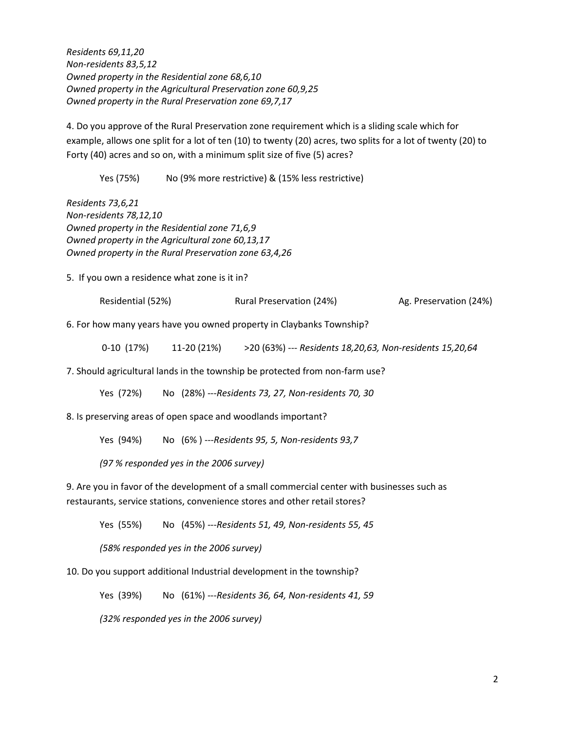*Residents 69,11,20*
*Non-residents 83,5,12*
*Owned property in the Residential zone 68,6,10*
*Owned property in the Agricultural Preservation zone 60,9,25*
*Owned property in the Rural Preservation zone 69,7,17*

4. Do you approve of the Rural Preservation zone requirement which is a sliding scale which for example, allows one split for a lot of ten (10) to twenty (20) acres, two splits for a lot of twenty (20) to Forty (40) acres and so on, with a minimum split size of five (5) acres?

Yes (75%) No (9% more restrictive) & (15% less restrictive)

*Residents 73,6,21*
*Non-residents 78,12,10*
*Owned property in the Residential zone 71,6,9*
*Owned property in the Agricultural zone 60,13,17*
*Owned property in the Rural Preservation zone 63,4,26*

5. If you own a residence what zone is it in?

Residential (52%) Rural Preservation (24%) Ag. Preservation (24%)

6. For how many years have you owned property in Claybanks Township?

0-10 (17%) 11-20 (21%) >20 (63%) --- *Residents 18,20,63, Non-residents 15,20,64*

7. Should agricultural lands in the township be protected from non-farm use?

Yes (72%) No (28%) ---*Residents 73, 27, Non-residents 70, 30*

8. Is preserving areas of open space and woodlands important?

Yes (94%) No (6% ) ---*Residents 95, 5, Non-residents 93,7*

*(97 % responded yes in the 2006 survey)*

9. Are you in favor of the development of a small commercial center with businesses such as restaurants, service stations, convenience stores and other retail stores?

Yes (55%) No (45%) ---*Residents 51, 49, Non-residents 55, 45*

*(58% responded yes in the 2006 survey)*

10. Do you support additional Industrial development in the township?

Yes (39%) No (61%) ---*Residents 36, 64, Non-residents 41, 59*

*(32% responded yes in the 2006 survey)*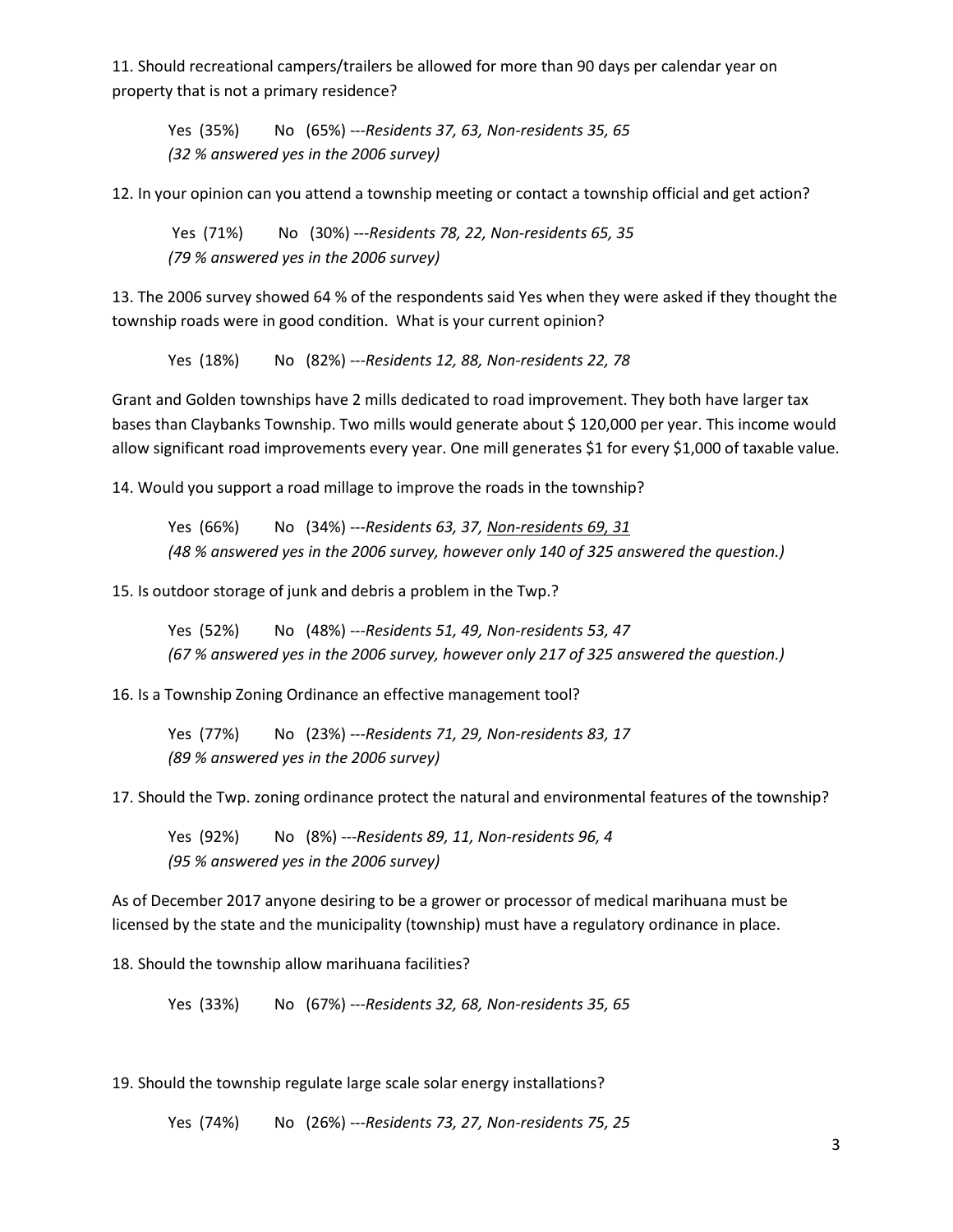11. Should recreational campers/trailers be allowed for more than 90 days per calendar year on property that is not a primary residence?

Yes (35%) No (65%) ---*Residents 37, 63, Non-residents 35, 65*
*(32 % answered yes in the 2006 survey)*

12. In your opinion can you attend a township meeting or contact a township official and get action?

Yes (71%) No (30%) ---*Residents 78, 22, Non-residents 65, 35*
*(79 % answered yes in the 2006 survey)*

13. The 2006 survey showed 64 % of the respondents said Yes when they were asked if they thought the township roads were in good condition. What is your current opinion?

Yes (18%) No (82%) ---*Residents 12, 88, Non-residents 22, 78*

Grant and Golden townships have 2 mills dedicated to road improvement. They both have larger tax bases than Claybanks Township. Two mills would generate about $ 120,000 per year. This income would allow significant road improvements every year. One mill generates $1 for every $1,000 of taxable value.

14. Would you support a road millage to improve the roads in the township?

Yes (66%) No (34%) ---*Residents 63, 37, <u>Non-residents 69, 31</u>*
*(48 % answered yes in the 2006 survey, however only 140 of 325 answered the question.)*

15. Is outdoor storage of junk and debris a problem in the Twp.?

Yes (52%) No (48%) ---*Residents 51, 49, Non-residents 53, 47*
*(67 % answered yes in the 2006 survey, however only 217 of 325 answered the question.)*

16. Is a Township Zoning Ordinance an effective management tool?

Yes (77%) No (23%) ---*Residents 71, 29, Non-residents 83, 17*
*(89 % answered yes in the 2006 survey)*

17. Should the Twp. zoning ordinance protect the natural and environmental features of the township?

Yes (92%) No (8%) ---*Residents 89, 11, Non-residents 96, 4*
*(95 % answered yes in the 2006 survey)*

As of December 2017 anyone desiring to be a grower or processor of medical marihuana must be licensed by the state and the municipality (township) must have a regulatory ordinance in place.

18. Should the township allow marihuana facilities?

Yes (33%) No (67%) ---*Residents 32, 68, Non-residents 35, 65*

19. Should the township regulate large scale solar energy installations?

Yes (74%) No (26%) ---*Residents 73, 27, Non-residents 75, 25*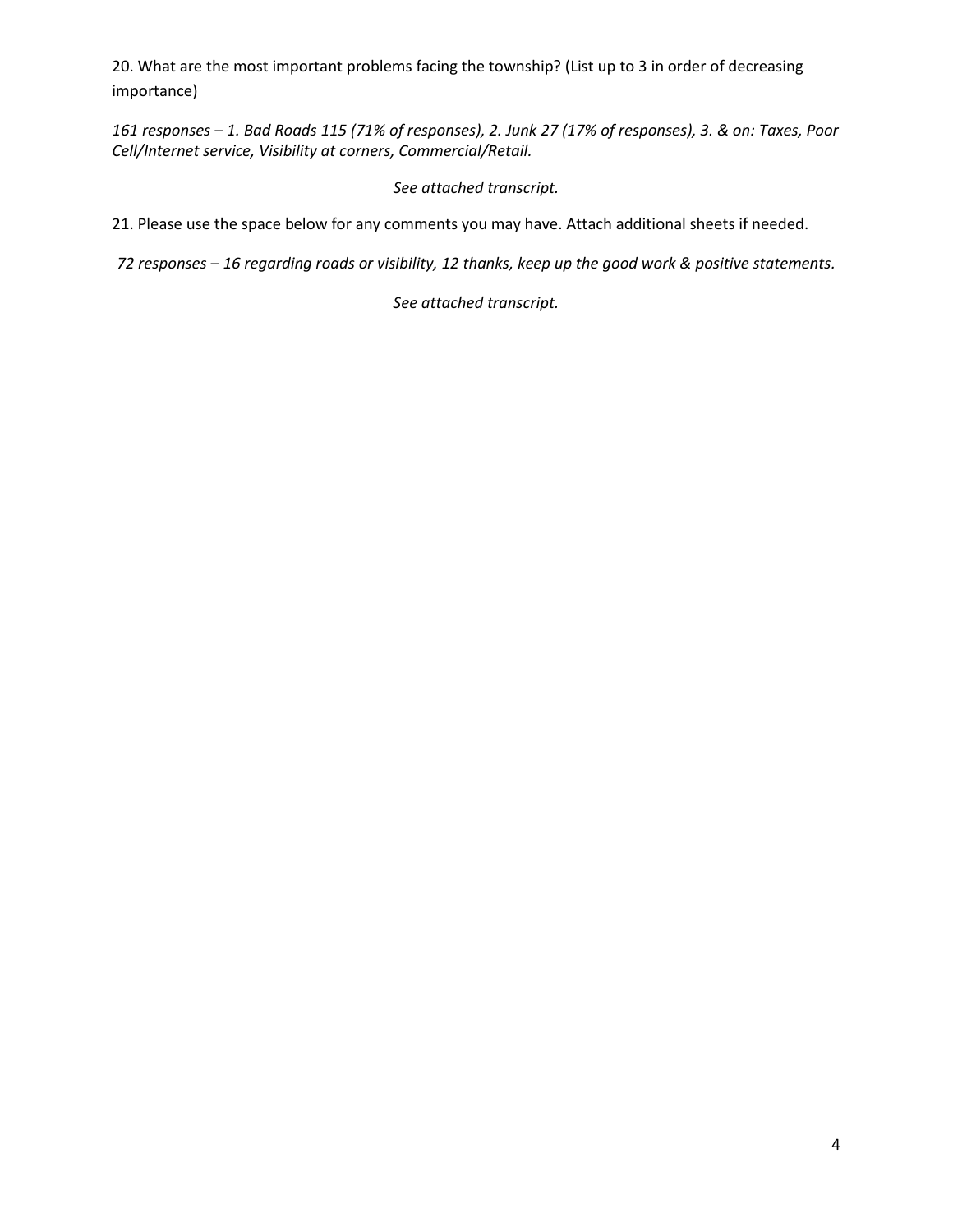20. What are the most important problems facing the township? (List up to 3 in order of decreasing importance)

*161 responses – 1. Bad Roads 115 (71% of responses), 2. Junk 27 (17% of responses), 3. & on: Taxes, Poor Cell/Internet service, Visibility at corners, Commercial/Retail.*

*See attached transcript.*

21. Please use the space below for any comments you may have. Attach additional sheets if needed.

*72 responses – 16 regarding roads or visibility, 12 thanks, keep up the good work & positive statements.*

*See attached transcript.*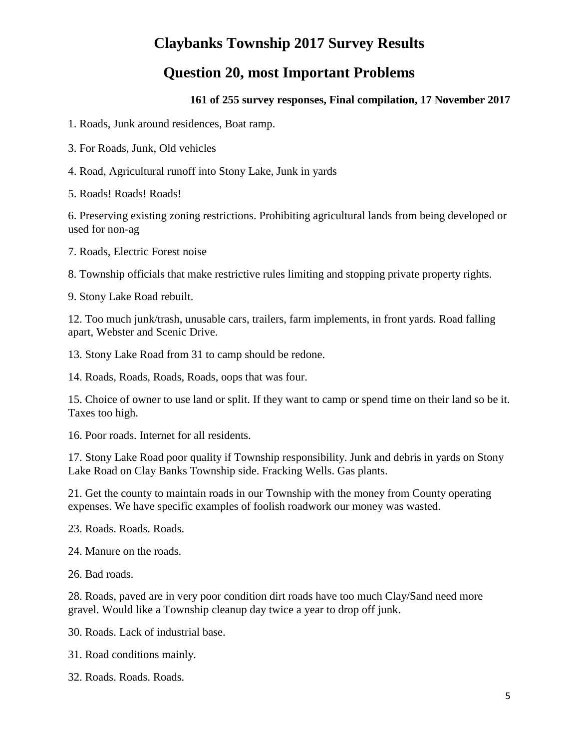# Claybanks Township 2017 Survey Results

# Question 20, most Important Problems

**161 of 255 survey responses, Final compilation, 17 November 2017**

1. Roads, Junk around residences, Boat ramp.

3. For Roads, Junk, Old vehicles

4. Road, Agricultural runoff into Stony Lake, Junk in yards

5. Roads! Roads! Roads!

6. Preserving existing zoning restrictions. Prohibiting agricultural lands from being developed or used for non-ag

7. Roads, Electric Forest noise

8. Township officials that make restrictive rules limiting and stopping private property rights.

9. Stony Lake Road rebuilt.

12. Too much junk/trash, unusable cars, trailers, farm implements, in front yards. Road falling apart, Webster and Scenic Drive.

13. Stony Lake Road from 31 to camp should be redone.

14. Roads, Roads, Roads, Roads, oops that was four.

15. Choice of owner to use land or split. If they want to camp or spend time on their land so be it. Taxes too high.

16. Poor roads. Internet for all residents.

17. Stony Lake Road poor quality if Township responsibility. Junk and debris in yards on Stony Lake Road on Clay Banks Township side. Fracking Wells. Gas plants.

21. Get the county to maintain roads in our Township with the money from County operating expenses. We have specific examples of foolish roadwork our money was wasted.

23. Roads. Roads. Roads.

24. Manure on the roads.

26. Bad roads.

28. Roads, paved are in very poor condition dirt roads have too much Clay/Sand need more gravel. Would like a Township cleanup day twice a year to drop off junk.

30. Roads. Lack of industrial base.

31. Road conditions mainly.

32. Roads. Roads. Roads.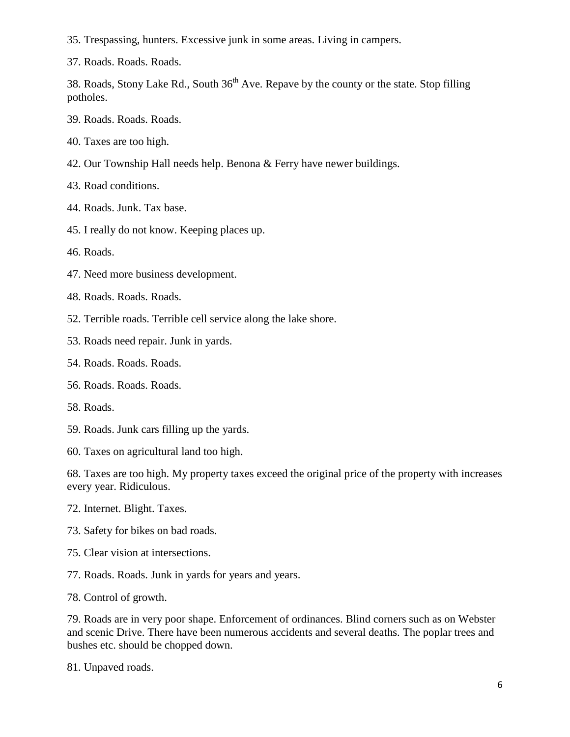35. Trespassing, hunters. Excessive junk in some areas. Living in campers.

37. Roads. Roads. Roads.

38. Roads, Stony Lake Rd., South 36th Ave. Repave by the county or the state. Stop filling potholes.

39. Roads. Roads. Roads.

40. Taxes are too high.

42. Our Township Hall needs help. Benona & Ferry have newer buildings.

43. Road conditions.

44. Roads. Junk. Tax base.

45. I really do not know. Keeping places up.

46. Roads.

47. Need more business development.

48. Roads. Roads. Roads.

52. Terrible roads. Terrible cell service along the lake shore.

53. Roads need repair. Junk in yards.

54. Roads. Roads. Roads.

56. Roads. Roads. Roads.

58. Roads.

59. Roads. Junk cars filling up the yards.

60. Taxes on agricultural land too high.

68. Taxes are too high. My property taxes exceed the original price of the property with increases every year. Ridiculous.

72. Internet. Blight. Taxes.

73. Safety for bikes on bad roads.

75. Clear vision at intersections.

77. Roads. Roads. Junk in yards for years and years.

78. Control of growth.

79. Roads are in very poor shape. Enforcement of ordinances. Blind corners such as on Webster and scenic Drive. There have been numerous accidents and several deaths. The poplar trees and bushes etc. should be chopped down.

81. Unpaved roads.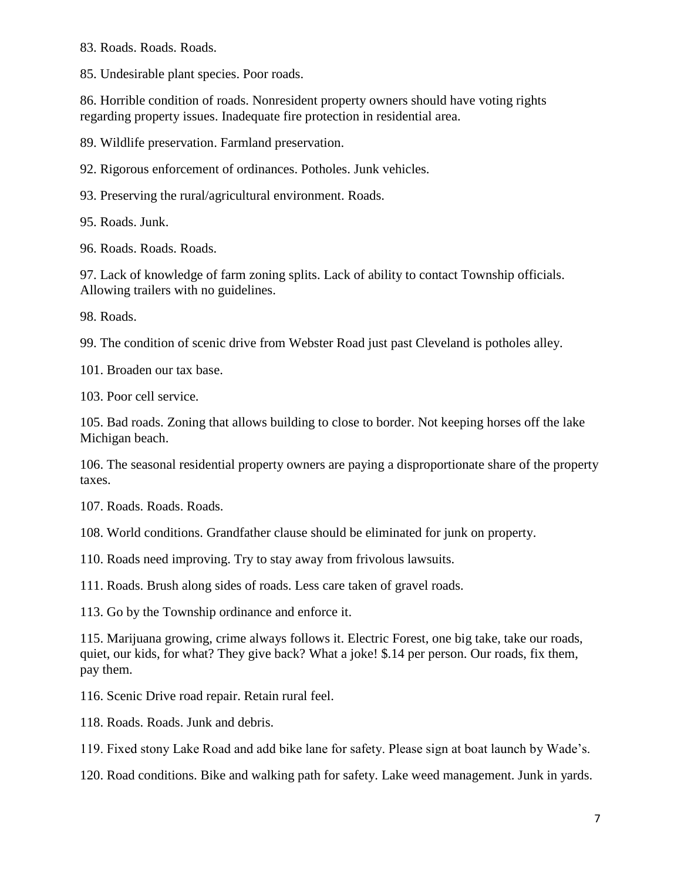83. Roads. Roads. Roads.

85. Undesirable plant species. Poor roads.

86. Horrible condition of roads. Nonresident property owners should have voting rights regarding property issues. Inadequate fire protection in residential area.

89. Wildlife preservation. Farmland preservation.

92. Rigorous enforcement of ordinances. Potholes. Junk vehicles.

93. Preserving the rural/agricultural environment. Roads.

95. Roads. Junk.

96. Roads. Roads. Roads.

97. Lack of knowledge of farm zoning splits. Lack of ability to contact Township officials. Allowing trailers with no guidelines.

98. Roads.

99. The condition of scenic drive from Webster Road just past Cleveland is potholes alley.

101. Broaden our tax base.

103. Poor cell service.

105. Bad roads. Zoning that allows building to close to border. Not keeping horses off the lake Michigan beach.

106. The seasonal residential property owners are paying a disproportionate share of the property taxes.

107. Roads. Roads. Roads.

108. World conditions. Grandfather clause should be eliminated for junk on property.

110. Roads need improving. Try to stay away from frivolous lawsuits.

111. Roads. Brush along sides of roads. Less care taken of gravel roads.

113. Go by the Township ordinance and enforce it.

115. Marijuana growing, crime always follows it. Electric Forest, one big take, take our roads, quiet, our kids, for what? They give back? What a joke! $.14 per person. Our roads, fix them, pay them.

116. Scenic Drive road repair. Retain rural feel.

118. Roads. Roads. Junk and debris.

119. Fixed stony Lake Road and add bike lane for safety. Please sign at boat launch by Wade's.

120. Road conditions. Bike and walking path for safety. Lake weed management. Junk in yards.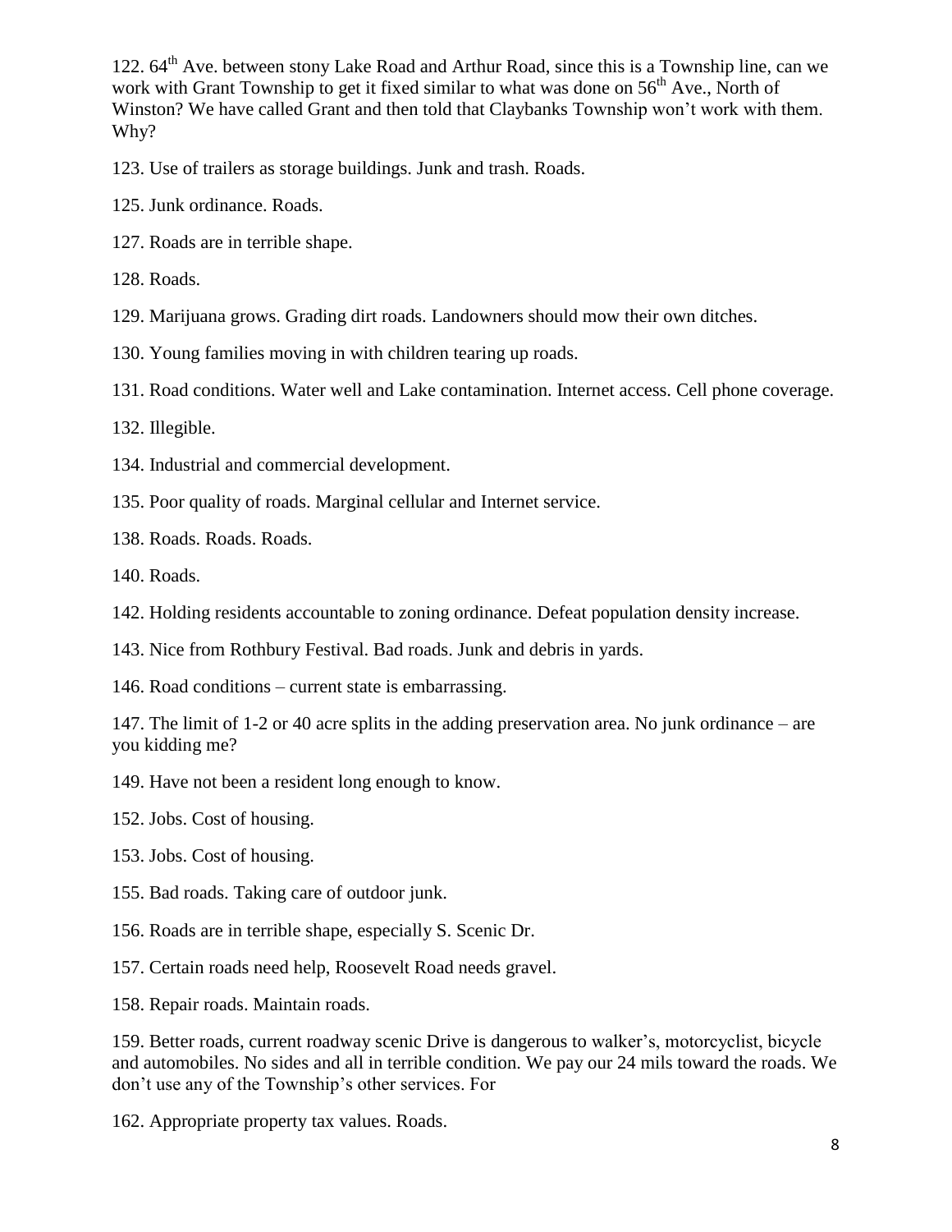122. 64th Ave. between stony Lake Road and Arthur Road, since this is a Township line, can we work with Grant Township to get it fixed similar to what was done on 56th Ave., North of Winston? We have called Grant and then told that Claybanks Township won't work with them. Why?

123. Use of trailers as storage buildings. Junk and trash. Roads.

125. Junk ordinance. Roads.

127. Roads are in terrible shape.

128. Roads.

129. Marijuana grows. Grading dirt roads. Landowners should mow their own ditches.

130. Young families moving in with children tearing up roads.

131. Road conditions. Water well and Lake contamination. Internet access. Cell phone coverage.

132. Illegible.

134. Industrial and commercial development.

135. Poor quality of roads. Marginal cellular and Internet service.

138. Roads. Roads. Roads.

140. Roads.

142. Holding residents accountable to zoning ordinance. Defeat population density increase.

143. Nice from Rothbury Festival. Bad roads. Junk and debris in yards.

146. Road conditions – current state is embarrassing.

147. The limit of 1-2 or 40 acre splits in the adding preservation area. No junk ordinance – are you kidding me?

149. Have not been a resident long enough to know.

152. Jobs. Cost of housing.

153. Jobs. Cost of housing.

155. Bad roads. Taking care of outdoor junk.

156. Roads are in terrible shape, especially S. Scenic Dr.

157. Certain roads need help, Roosevelt Road needs gravel.

158. Repair roads. Maintain roads.

159. Better roads, current roadway scenic Drive is dangerous to walker's, motorcyclist, bicycle and automobiles. No sides and all in terrible condition. We pay our 24 mils toward the roads. We don't use any of the Township's other services. For

162. Appropriate property tax values. Roads.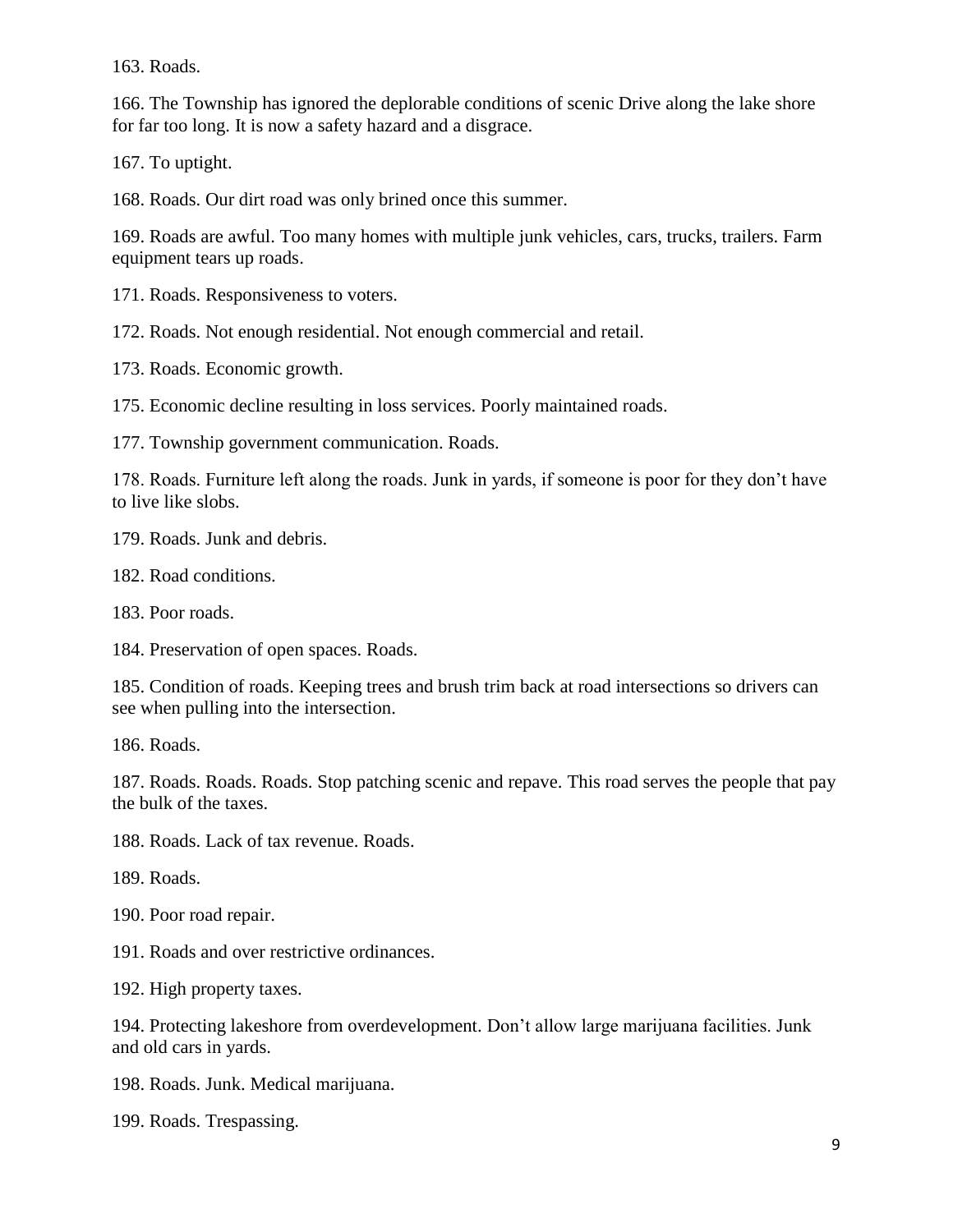163. Roads.

166. The Township has ignored the deplorable conditions of scenic Drive along the lake shore for far too long. It is now a safety hazard and a disgrace.

167. To uptight.

168. Roads. Our dirt road was only brined once this summer.

169. Roads are awful. Too many homes with multiple junk vehicles, cars, trucks, trailers. Farm equipment tears up roads.

171. Roads. Responsiveness to voters.

172. Roads. Not enough residential. Not enough commercial and retail.

173. Roads. Economic growth.

175. Economic decline resulting in loss services. Poorly maintained roads.

177. Township government communication. Roads.

178. Roads. Furniture left along the roads. Junk in yards, if someone is poor for they don't have to live like slobs.

179. Roads. Junk and debris.

182. Road conditions.

183. Poor roads.

184. Preservation of open spaces. Roads.

185. Condition of roads. Keeping trees and brush trim back at road intersections so drivers can see when pulling into the intersection.

186. Roads.

187. Roads. Roads. Roads. Stop patching scenic and repave. This road serves the people that pay the bulk of the taxes.

188. Roads. Lack of tax revenue. Roads.

189. Roads.

190. Poor road repair.

191. Roads and over restrictive ordinances.

192. High property taxes.

194. Protecting lakeshore from overdevelopment. Don't allow large marijuana facilities. Junk and old cars in yards.

198. Roads. Junk. Medical marijuana.

199. Roads. Trespassing.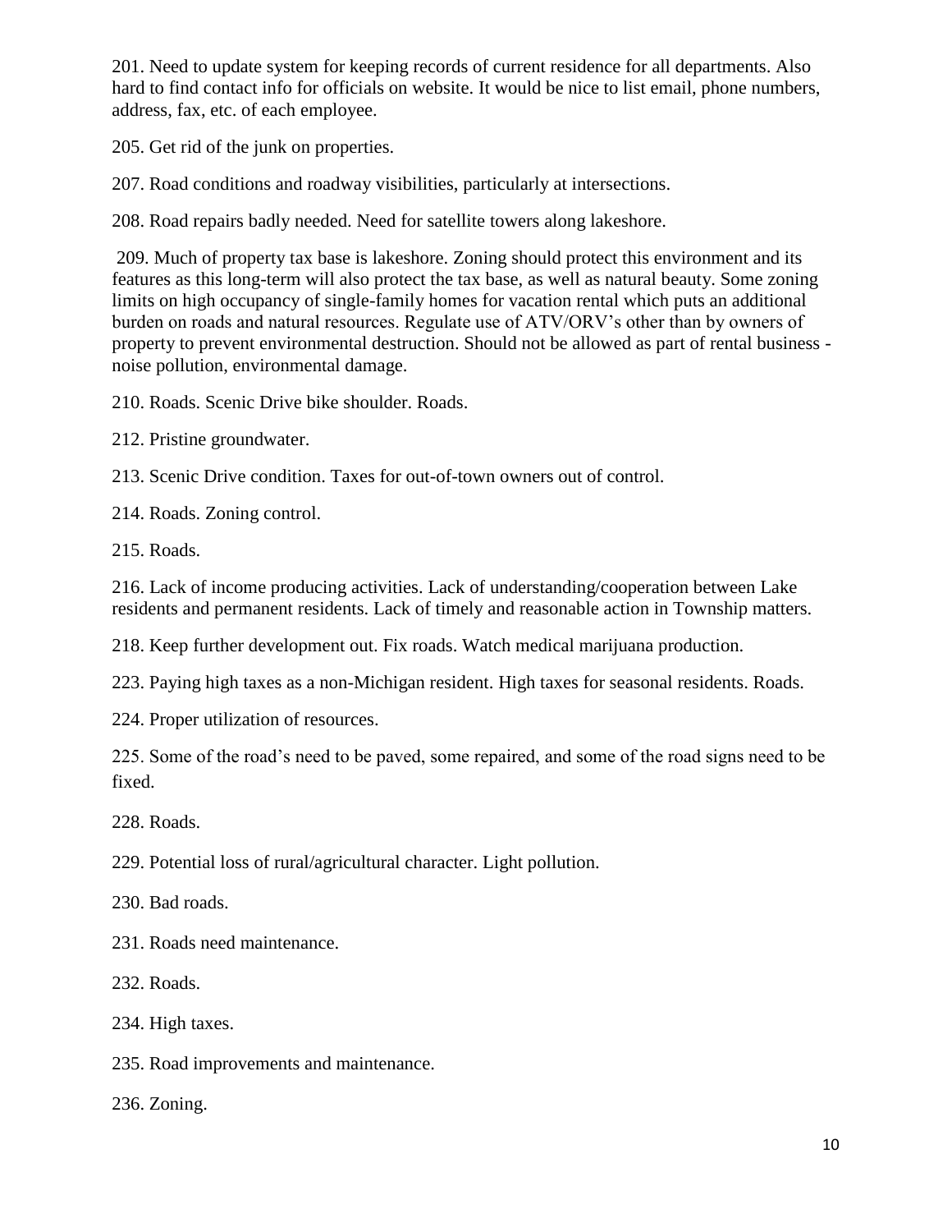201. Need to update system for keeping records of current residence for all departments. Also hard to find contact info for officials on website. It would be nice to list email, phone numbers, address, fax, etc. of each employee.

205. Get rid of the junk on properties.

207. Road conditions and roadway visibilities, particularly at intersections.

208. Road repairs badly needed. Need for satellite towers along lakeshore.

209. Much of property tax base is lakeshore. Zoning should protect this environment and its features as this long-term will also protect the tax base, as well as natural beauty. Some zoning limits on high occupancy of single-family homes for vacation rental which puts an additional burden on roads and natural resources. Regulate use of ATV/ORV's other than by owners of property to prevent environmental destruction. Should not be allowed as part of rental business - noise pollution, environmental damage.

210. Roads. Scenic Drive bike shoulder. Roads.

212. Pristine groundwater.

213. Scenic Drive condition. Taxes for out-of-town owners out of control.

214. Roads. Zoning control.

215. Roads.

216. Lack of income producing activities. Lack of understanding/cooperation between Lake residents and permanent residents. Lack of timely and reasonable action in Township matters.

218. Keep further development out. Fix roads. Watch medical marijuana production.

223. Paying high taxes as a non-Michigan resident. High taxes for seasonal residents. Roads.

224. Proper utilization of resources.

225. Some of the road's need to be paved, some repaired, and some of the road signs need to be fixed.

228. Roads.

229. Potential loss of rural/agricultural character. Light pollution.

230. Bad roads.

231. Roads need maintenance.

232. Roads.

234. High taxes.

235. Road improvements and maintenance.

236. Zoning.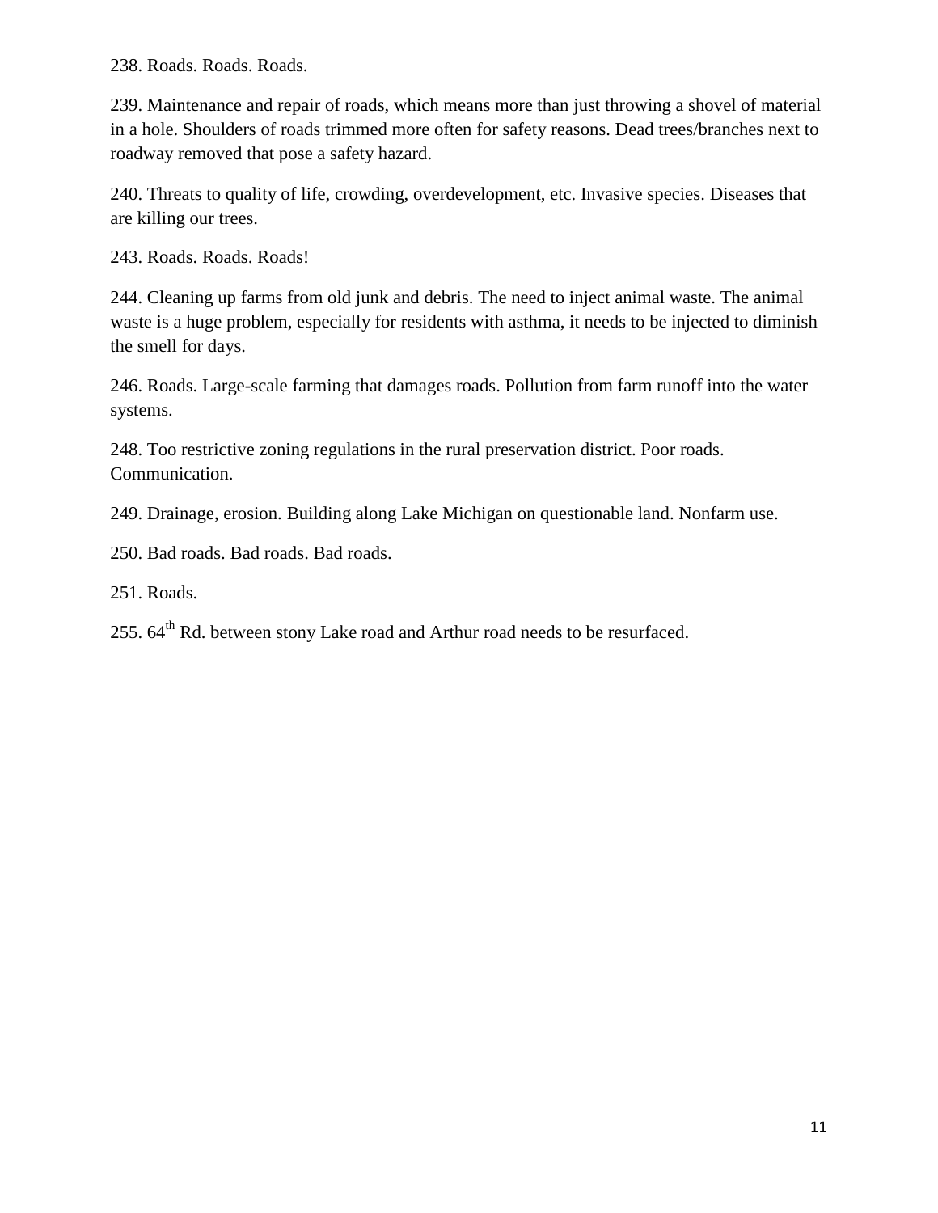238. Roads. Roads. Roads.

239. Maintenance and repair of roads, which means more than just throwing a shovel of material in a hole. Shoulders of roads trimmed more often for safety reasons. Dead trees/branches next to roadway removed that pose a safety hazard.

240. Threats to quality of life, crowding, overdevelopment, etc. Invasive species. Diseases that are killing our trees.

243. Roads. Roads. Roads!

244. Cleaning up farms from old junk and debris. The need to inject animal waste. The animal waste is a huge problem, especially for residents with asthma, it needs to be injected to diminish the smell for days.

246. Roads. Large-scale farming that damages roads. Pollution from farm runoff into the water systems.

248. Too restrictive zoning regulations in the rural preservation district. Poor roads. Communication.

249. Drainage, erosion. Building along Lake Michigan on questionable land. Nonfarm use.

250. Bad roads. Bad roads. Bad roads.

251. Roads.

255. 64th Rd. between stony Lake road and Arthur road needs to be resurfaced.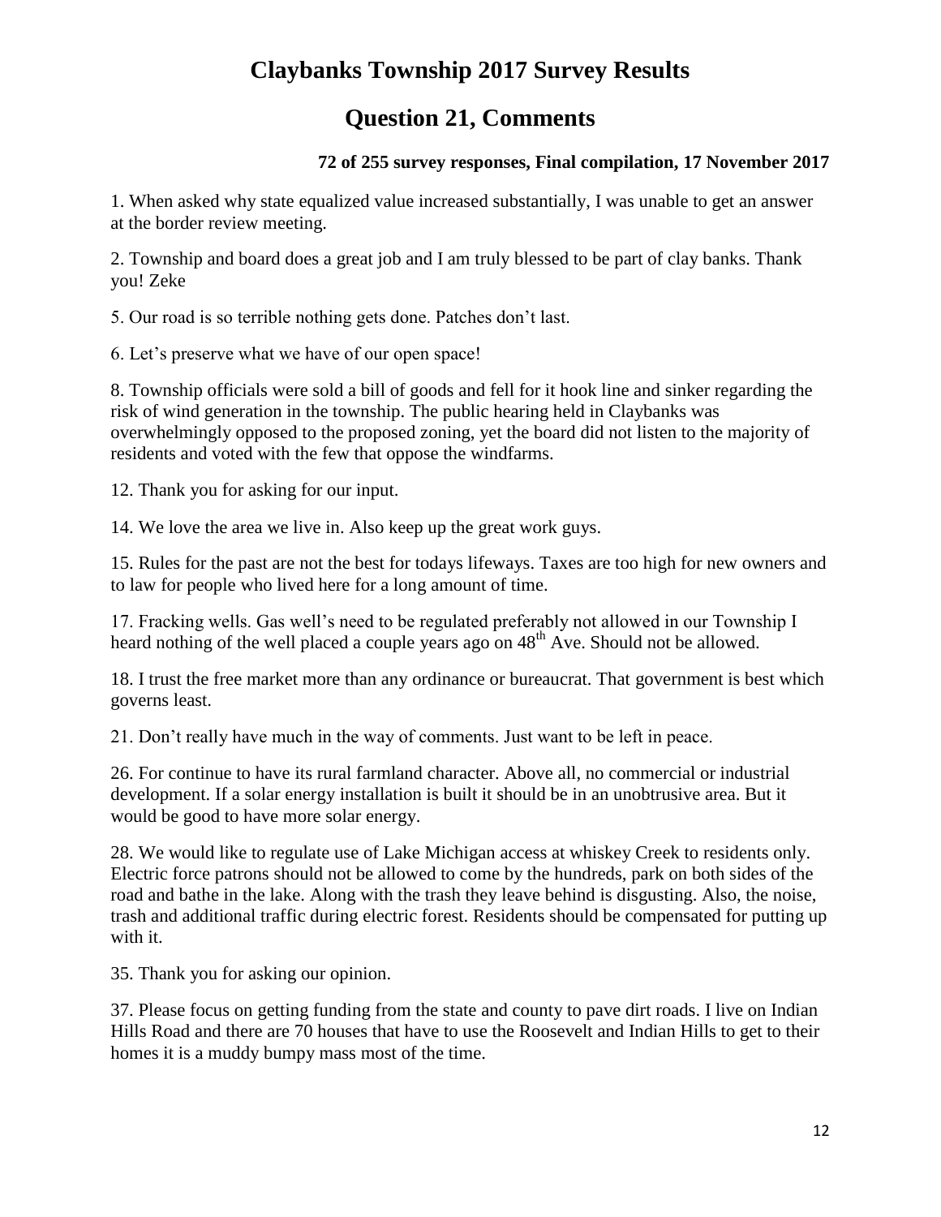# Claybanks Township 2017 Survey Results

# Question 21, Comments

**72 of 255 survey responses, Final compilation, 17 November 2017**

1. When asked why state equalized value increased substantially, I was unable to get an answer at the border review meeting.

2. Township and board does a great job and I am truly blessed to be part of clay banks. Thank you! Zeke

5. Our road is so terrible nothing gets done. Patches don't last.

6. Let's preserve what we have of our open space!

8. Township officials were sold a bill of goods and fell for it hook line and sinker regarding the risk of wind generation in the township. The public hearing held in Claybanks was overwhelmingly opposed to the proposed zoning, yet the board did not listen to the majority of residents and voted with the few that oppose the windfarms.

12. Thank you for asking for our input.

14. We love the area we live in. Also keep up the great work guys.

15. Rules for the past are not the best for todays lifeways. Taxes are too high for new owners and to law for people who lived here for a long amount of time.

17. Fracking wells. Gas well's need to be regulated preferably not allowed in our Township I heard nothing of the well placed a couple years ago on 48th Ave. Should not be allowed.

18. I trust the free market more than any ordinance or bureaucrat. That government is best which governs least.

21. Don't really have much in the way of comments. Just want to be left in peace.

26. For continue to have its rural farmland character. Above all, no commercial or industrial development. If a solar energy installation is built it should be in an unobtrusive area. But it would be good to have more solar energy.

28. We would like to regulate use of Lake Michigan access at whiskey Creek to residents only. Electric force patrons should not be allowed to come by the hundreds, park on both sides of the road and bathe in the lake. Along with the trash they leave behind is disgusting. Also, the noise, trash and additional traffic during electric forest. Residents should be compensated for putting up with it.

35. Thank you for asking our opinion.

37. Please focus on getting funding from the state and county to pave dirt roads. I live on Indian Hills Road and there are 70 houses that have to use the Roosevelt and Indian Hills to get to their homes it is a muddy bumpy mass most of the time.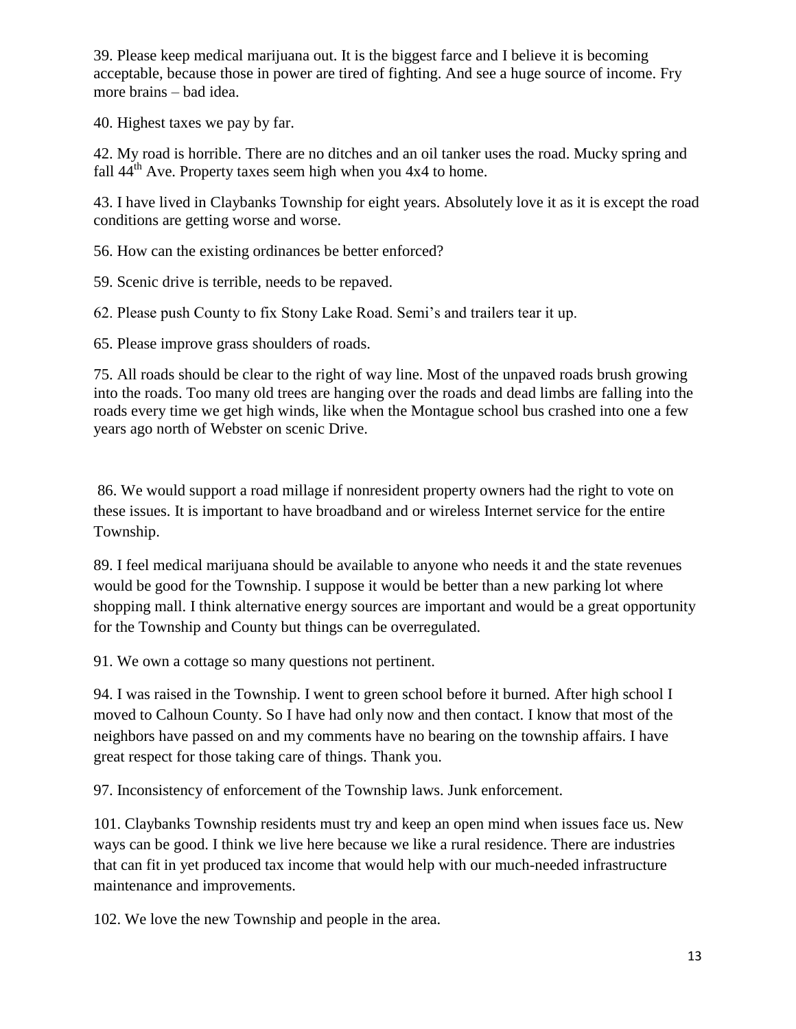39. Please keep medical marijuana out. It is the biggest farce and I believe it is becoming acceptable, because those in power are tired of fighting. And see a huge source of income. Fry more brains – bad idea.

40. Highest taxes we pay by far.

42. My road is horrible. There are no ditches and an oil tanker uses the road. Mucky spring and fall 44th Ave. Property taxes seem high when you 4x4 to home.

43. I have lived in Claybanks Township for eight years. Absolutely love it as it is except the road conditions are getting worse and worse.

56. How can the existing ordinances be better enforced?

59. Scenic drive is terrible, needs to be repaved.

62. Please push County to fix Stony Lake Road. Semi's and trailers tear it up.

65. Please improve grass shoulders of roads.

75. All roads should be clear to the right of way line. Most of the unpaved roads brush growing into the roads. Too many old trees are hanging over the roads and dead limbs are falling into the roads every time we get high winds, like when the Montague school bus crashed into one a few years ago north of Webster on scenic Drive.

86. We would support a road millage if nonresident property owners had the right to vote on these issues. It is important to have broadband and or wireless Internet service for the entire Township.

89. I feel medical marijuana should be available to anyone who needs it and the state revenues would be good for the Township. I suppose it would be better than a new parking lot where shopping mall. I think alternative energy sources are important and would be a great opportunity for the Township and County but things can be overregulated.

91. We own a cottage so many questions not pertinent.

94. I was raised in the Township. I went to green school before it burned. After high school I moved to Calhoun County. So I have had only now and then contact. I know that most of the neighbors have passed on and my comments have no bearing on the township affairs. I have great respect for those taking care of things. Thank you.

97. Inconsistency of enforcement of the Township laws. Junk enforcement.

101. Claybanks Township residents must try and keep an open mind when issues face us. New ways can be good. I think we live here because we like a rural residence. There are industries that can fit in yet produced tax income that would help with our much-needed infrastructure maintenance and improvements.

102. We love the new Township and people in the area.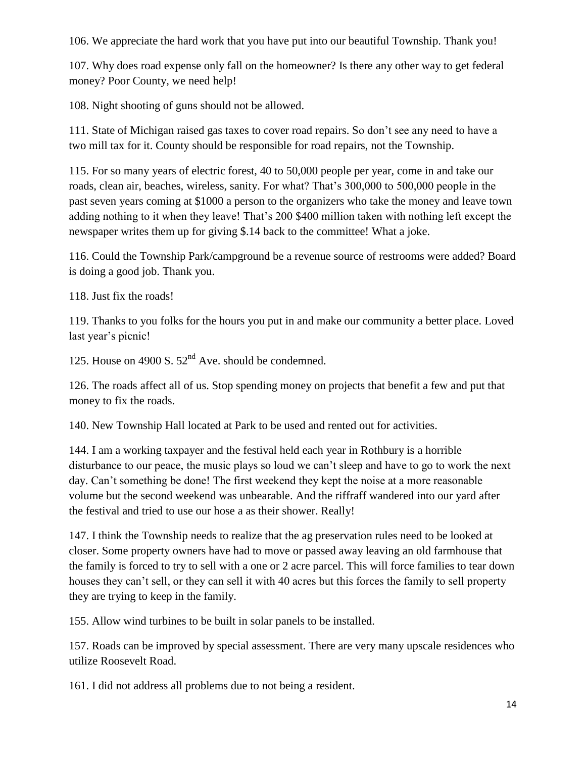106. We appreciate the hard work that you have put into our beautiful Township. Thank you!

107. Why does road expense only fall on the homeowner? Is there any other way to get federal money? Poor County, we need help!

108. Night shooting of guns should not be allowed.

111. State of Michigan raised gas taxes to cover road repairs. So don't see any need to have a two mill tax for it. County should be responsible for road repairs, not the Township.

115. For so many years of electric forest, 40 to 50,000 people per year, come in and take our roads, clean air, beaches, wireless, sanity. For what? That's 300,000 to 500,000 people in the past seven years coming at $1000 a person to the organizers who take the money and leave town adding nothing to it when they leave! That's 200 $400 million taken with nothing left except the newspaper writes them up for giving $.14 back to the committee! What a joke.

116. Could the Township Park/campground be a revenue source of restrooms were added? Board is doing a good job. Thank you.

118. Just fix the roads!

119. Thanks to you folks for the hours you put in and make our community a better place. Loved last year's picnic!

125. House on 4900 S. 52nd Ave. should be condemned.

126. The roads affect all of us. Stop spending money on projects that benefit a few and put that money to fix the roads.

140. New Township Hall located at Park to be used and rented out for activities.

144. I am a working taxpayer and the festival held each year in Rothbury is a horrible disturbance to our peace, the music plays so loud we can't sleep and have to go to work the next day. Can't something be done! The first weekend they kept the noise at a more reasonable volume but the second weekend was unbearable. And the riffraff wandered into our yard after the festival and tried to use our hose a as their shower. Really!

147. I think the Township needs to realize that the ag preservation rules need to be looked at closer. Some property owners have had to move or passed away leaving an old farmhouse that the family is forced to try to sell with a one or 2 acre parcel. This will force families to tear down houses they can't sell, or they can sell it with 40 acres but this forces the family to sell property they are trying to keep in the family.

155. Allow wind turbines to be built in solar panels to be installed.

157. Roads can be improved by special assessment. There are very many upscale residences who utilize Roosevelt Road.

161. I did not address all problems due to not being a resident.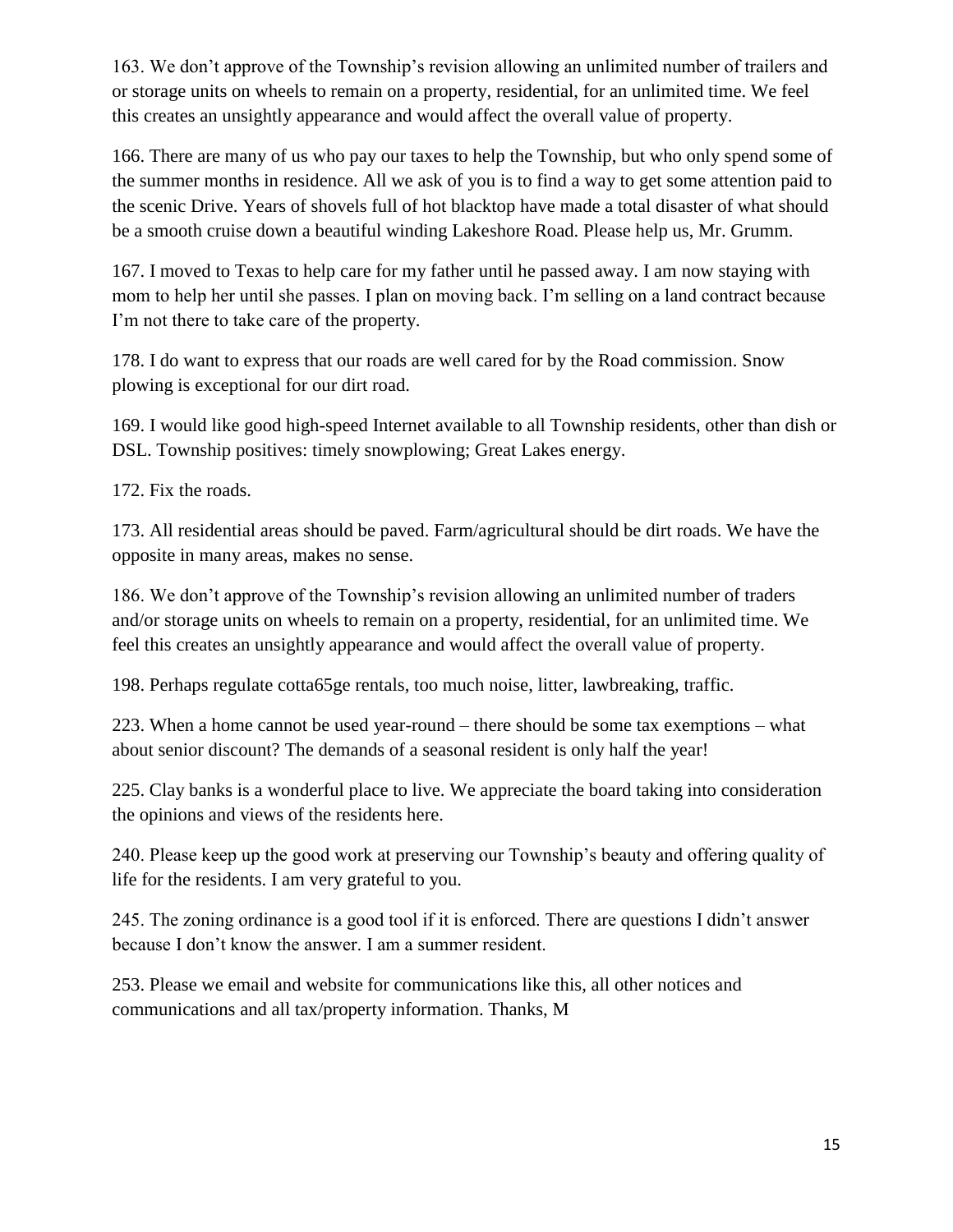163. We don't approve of the Township's revision allowing an unlimited number of trailers and or storage units on wheels to remain on a property, residential, for an unlimited time. We feel this creates an unsightly appearance and would affect the overall value of property.

166. There are many of us who pay our taxes to help the Township, but who only spend some of the summer months in residence. All we ask of you is to find a way to get some attention paid to the scenic Drive. Years of shovels full of hot blacktop have made a total disaster of what should be a smooth cruise down a beautiful winding Lakeshore Road. Please help us, Mr. Grumm.

167. I moved to Texas to help care for my father until he passed away. I am now staying with mom to help her until she passes. I plan on moving back. I'm selling on a land contract because I'm not there to take care of the property.

178. I do want to express that our roads are well cared for by the Road commission. Snow plowing is exceptional for our dirt road.

169. I would like good high-speed Internet available to all Township residents, other than dish or DSL. Township positives: timely snowplowing; Great Lakes energy.

172. Fix the roads.

173. All residential areas should be paved. Farm/agricultural should be dirt roads. We have the opposite in many areas, makes no sense.

186. We don't approve of the Township's revision allowing an unlimited number of traders and/or storage units on wheels to remain on a property, residential, for an unlimited time. We feel this creates an unsightly appearance and would affect the overall value of property.

198. Perhaps regulate cotta65ge rentals, too much noise, litter, lawbreaking, traffic.

223. When a home cannot be used year-round – there should be some tax exemptions – what about senior discount? The demands of a seasonal resident is only half the year!

225. Clay banks is a wonderful place to live. We appreciate the board taking into consideration the opinions and views of the residents here.

240. Please keep up the good work at preserving our Township's beauty and offering quality of life for the residents. I am very grateful to you.

245. The zoning ordinance is a good tool if it is enforced. There are questions I didn't answer because I don't know the answer. I am a summer resident.

253. Please we email and website for communications like this, all other notices and communications and all tax/property information. Thanks, M